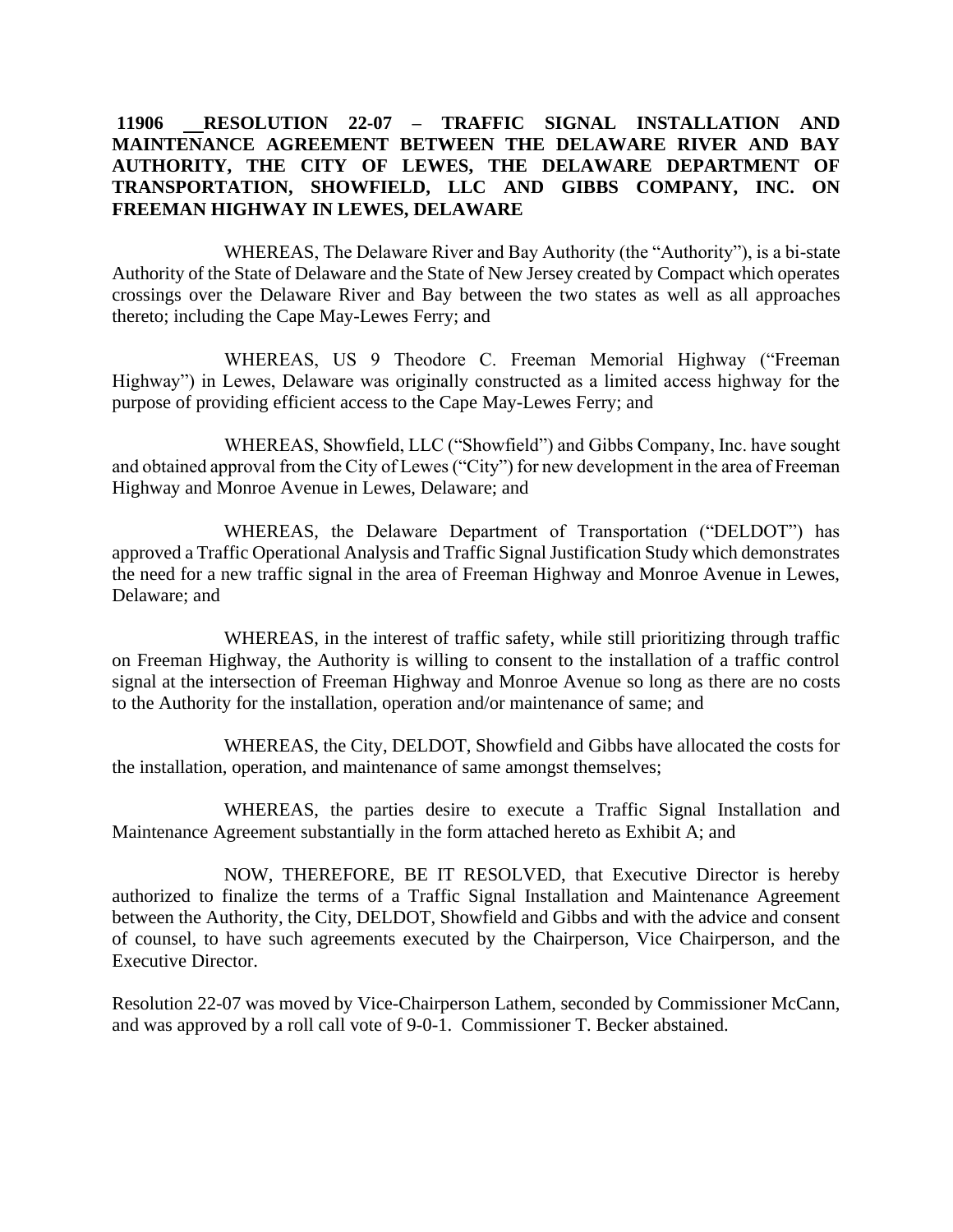**11906 RESOLUTION 22-07 – TRAFFIC SIGNAL INSTALLATION AND MAINTENANCE AGREEMENT BETWEEN THE DELAWARE RIVER AND BAY AUTHORITY, THE CITY OF LEWES, THE DELAWARE DEPARTMENT OF TRANSPORTATION, SHOWFIELD, LLC AND GIBBS COMPANY, INC. ON FREEMAN HIGHWAY IN LEWES, DELAWARE**

WHEREAS, The Delaware River and Bay Authority (the "Authority"), is a bi-state Authority of the State of Delaware and the State of New Jersey created by Compact which operates crossings over the Delaware River and Bay between the two states as well as all approaches thereto; including the Cape May-Lewes Ferry; and

WHEREAS, US 9 Theodore C. Freeman Memorial Highway ("Freeman Highway") in Lewes, Delaware was originally constructed as a limited access highway for the purpose of providing efficient access to the Cape May-Lewes Ferry; and

WHEREAS, Showfield, LLC ("Showfield") and Gibbs Company, Inc. have sought and obtained approval from the City of Lewes ("City") for new development in the area of Freeman Highway and Monroe Avenue in Lewes, Delaware; and

WHEREAS, the Delaware Department of Transportation ("DELDOT") has approved a Traffic Operational Analysis and Traffic Signal Justification Study which demonstrates the need for a new traffic signal in the area of Freeman Highway and Monroe Avenue in Lewes, Delaware; and

WHEREAS, in the interest of traffic safety, while still prioritizing through traffic on Freeman Highway, the Authority is willing to consent to the installation of a traffic control signal at the intersection of Freeman Highway and Monroe Avenue so long as there are no costs to the Authority for the installation, operation and/or maintenance of same; and

WHEREAS, the City, DELDOT, Showfield and Gibbs have allocated the costs for the installation, operation, and maintenance of same amongst themselves;

WHEREAS, the parties desire to execute a Traffic Signal Installation and Maintenance Agreement substantially in the form attached hereto as Exhibit A; and

NOW, THEREFORE, BE IT RESOLVED, that Executive Director is hereby authorized to finalize the terms of a Traffic Signal Installation and Maintenance Agreement between the Authority, the City, DELDOT, Showfield and Gibbs and with the advice and consent of counsel, to have such agreements executed by the Chairperson, Vice Chairperson, and the Executive Director.

Resolution 22-07 was moved by Vice-Chairperson Lathem, seconded by Commissioner McCann, and was approved by a roll call vote of 9-0-1. Commissioner T. Becker abstained.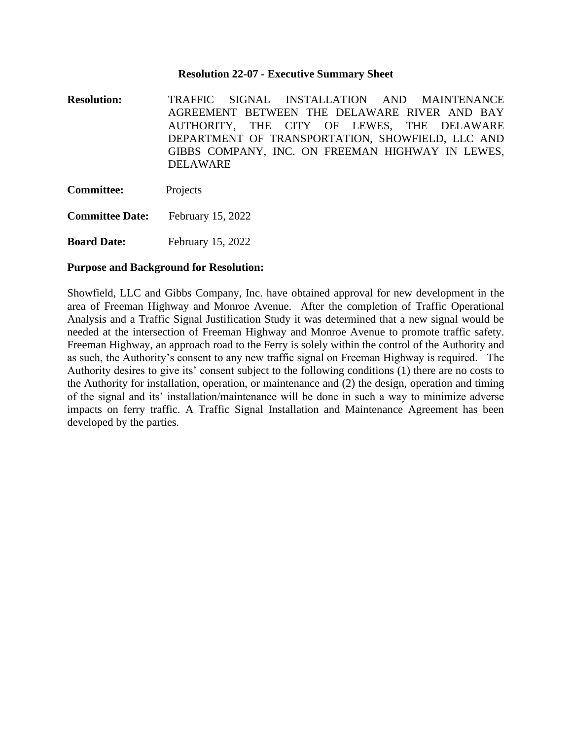**Resolution 22-07 - Executive Summary Sheet**

**Resolution:** TRAFFIC SIGNAL INSTALLATION AND MAINTENANCE AGREEMENT BETWEEN THE DELAWARE RIVER AND BAY AUTHORITY, THE CITY OF LEWES, THE DELAWARE DEPARTMENT OF TRANSPORTATION, SHOWFIELD, LLC AND GIBBS COMPANY, INC. ON FREEMAN HIGHWAY IN LEWES, DELAWARE

**Committee:** Projects

**Committee Date:** February 15, 2022

**Board Date:** February 15, 2022

**Purpose and Background for Resolution:**

Showfield, LLC and Gibbs Company, Inc. have obtained approval for new development in the area of Freeman Highway and Monroe Avenue. After the completion of Traffic Operational Analysis and a Traffic Signal Justification Study it was determined that a new signal would be needed at the intersection of Freeman Highway and Monroe Avenue to promote traffic safety. Freeman Highway, an approach road to the Ferry is solely within the control of the Authority and as such, the Authority's consent to any new traffic signal on Freeman Highway is required. The Authority desires to give its' consent subject to the following conditions (1) there are no costs to the Authority for installation, operation, or maintenance and (2) the design, operation and timing of the signal and its' installation/maintenance will be done in such a way to minimize adverse impacts on ferry traffic. A Traffic Signal Installation and Maintenance Agreement has been developed by the parties.